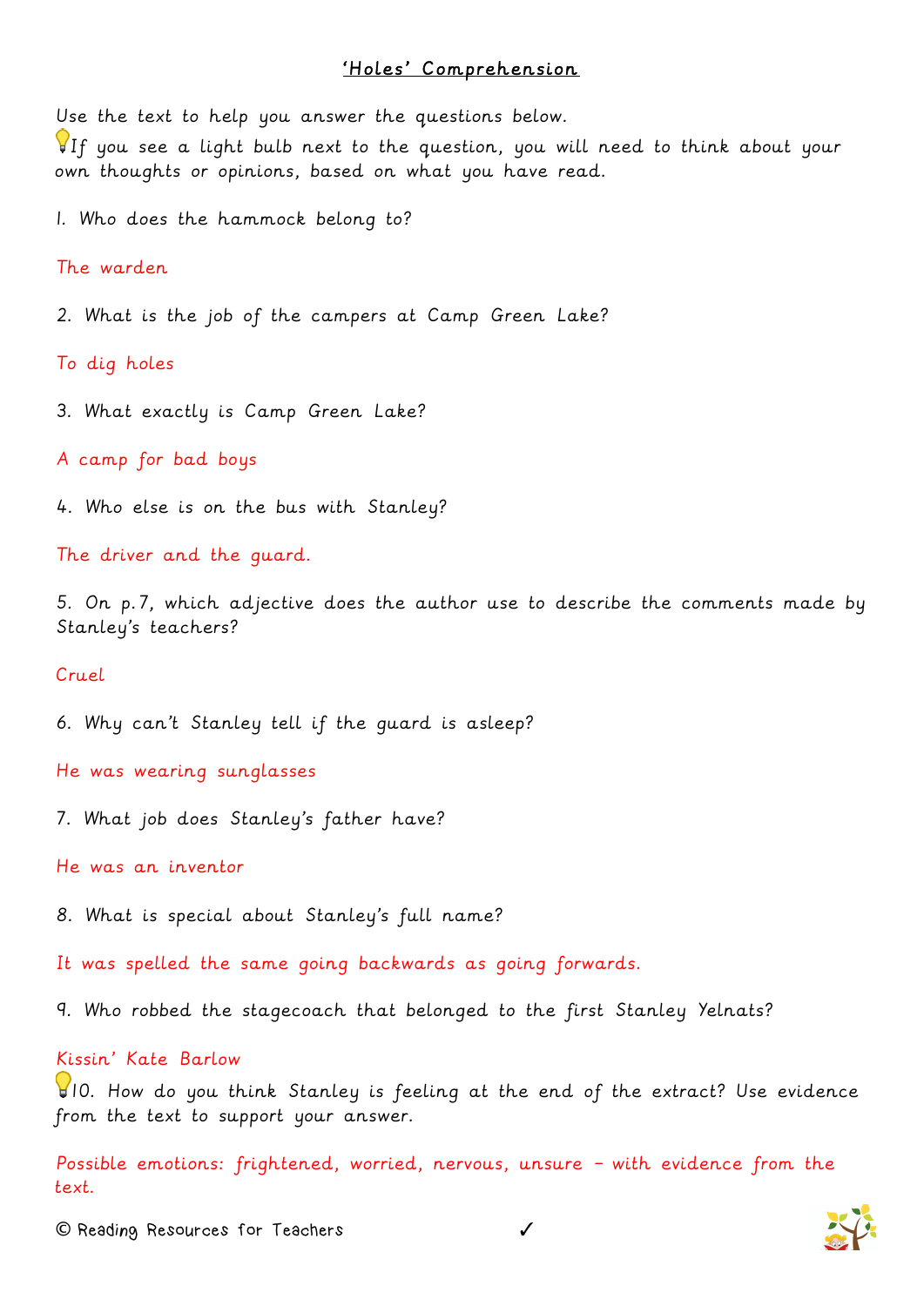# *'Holes' Comprehension*

Use the text to help you answer the questions below.

💡If you see a light bulb next to the question, you will need to think about your own thoughts or opinions, based on what you have read.

1. Who does the hammock belong to?

The warden

2. What is the job of the campers at Camp Green Lake?

To dig holes

3. What exactly is Camp Green Lake?

A camp for bad boys

4. Who else is on the bus with Stanley?

The driver and the guard.

5. On p.7, which adjective does the author use to describe the comments made by Stanley's teachers?

Cruel

6. Why can't Stanley tell if the guard is asleep?

He was wearing sunglasses

7. What job does Stanley's father have?

He was an inventor

8. What is special about Stanley's full name?

It was spelled the same going backwards as going forwards.

9. Who robbed the stagecoach that belonged to the first Stanley Yelnats?

Kissin' Kate Barlow

💡10. How do you think Stanley is feeling at the end of the extract? Use evidence from the text to support your answer.

Possible emotions: frightened, worried, nervous, unsure – with evidence from the text.

© Reading Resources for Teachers ✓